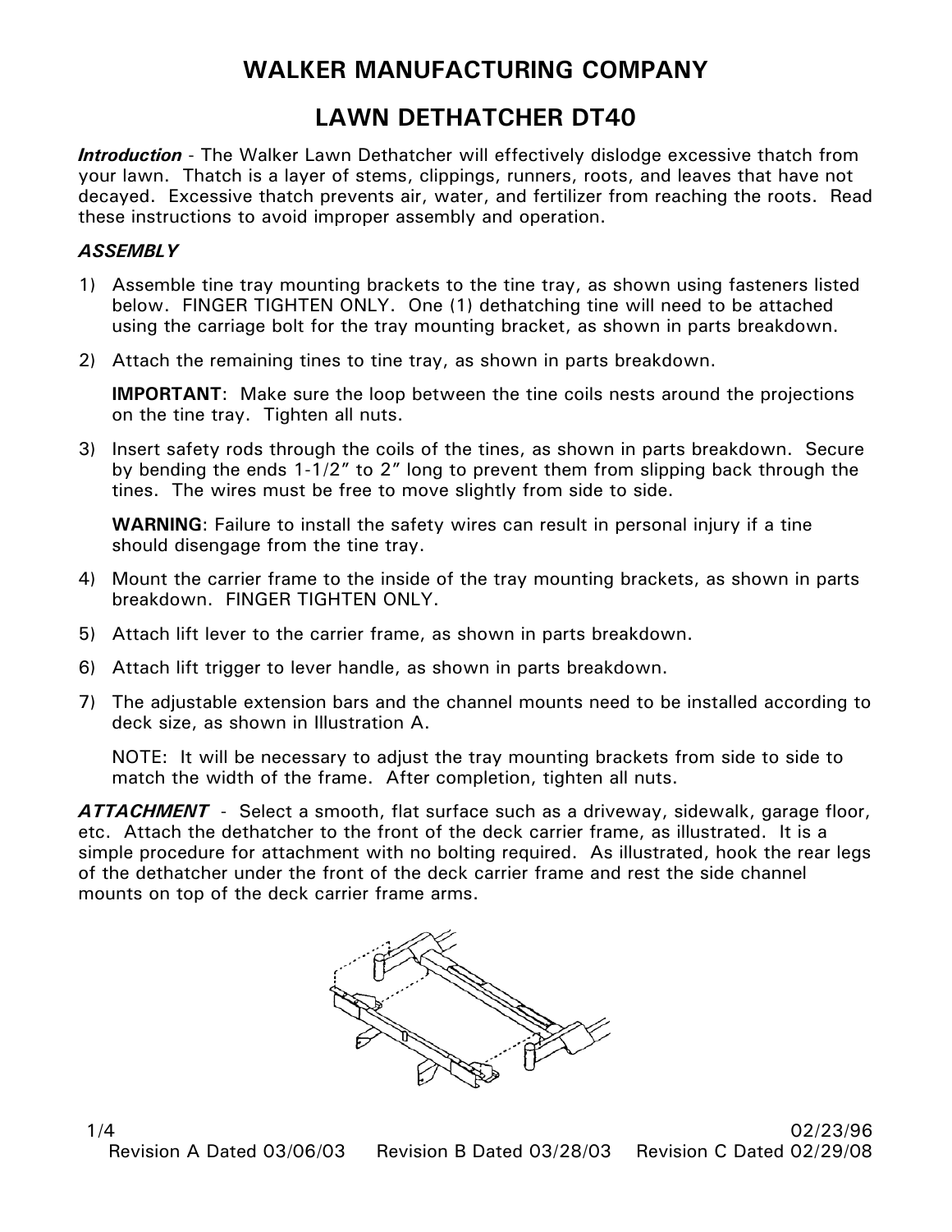# WALKER MANUFACTURING COMPANY

## LAWN DETHATCHER DT40

***Introduction*** - The Walker Lawn Dethatcher will effectively dislodge excessive thatch from your lawn. Thatch is a layer of stems, clippings, runners, roots, and leaves that have not decayed. Excessive thatch prevents air, water, and fertilizer from reaching the roots. Read these instructions to avoid improper assembly and operation.

***ASSEMBLY***

1) Assemble tine tray mounting brackets to the tine tray, as shown using fasteners listed below. FINGER TIGHTEN ONLY. One (1) dethatching tine will need to be attached using the carriage bolt for the tray mounting bracket, as shown in parts breakdown.

2) Attach the remaining tines to tine tray, as shown in parts breakdown.

   **IMPORTANT**: Make sure the loop between the tine coils nests around the projections on the tine tray. Tighten all nuts.

3) Insert safety rods through the coils of the tines, as shown in parts breakdown. Secure by bending the ends 1-1/2" to 2" long to prevent them from slipping back through the tines. The wires must be free to move slightly from side to side.

   **WARNING**: Failure to install the safety wires can result in personal injury if a tine should disengage from the tine tray.

4) Mount the carrier frame to the inside of the tray mounting brackets, as shown in parts breakdown. FINGER TIGHTEN ONLY.

5) Attach lift lever to the carrier frame, as shown in parts breakdown.

6) Attach lift trigger to lever handle, as shown in parts breakdown.

7) The adjustable extension bars and the channel mounts need to be installed according to deck size, as shown in Illustration A.

   NOTE: It will be necessary to adjust the tray mounting brackets from side to side to match the width of the frame. After completion, tighten all nuts.

***ATTACHMENT*** - Select a smooth, flat surface such as a driveway, sidewalk, garage floor, etc. Attach the dethatcher to the front of the deck carrier frame, as illustrated. It is a simple procedure for attachment with no bolting required. As illustrated, hook the rear legs of the dethatcher under the front of the deck carrier frame and rest the side channel mounts on top of the deck carrier frame arms.

02/23/96

Revision A Dated 03/06/03 Revision B Dated 03/28/03 Revision C Dated 02/29/08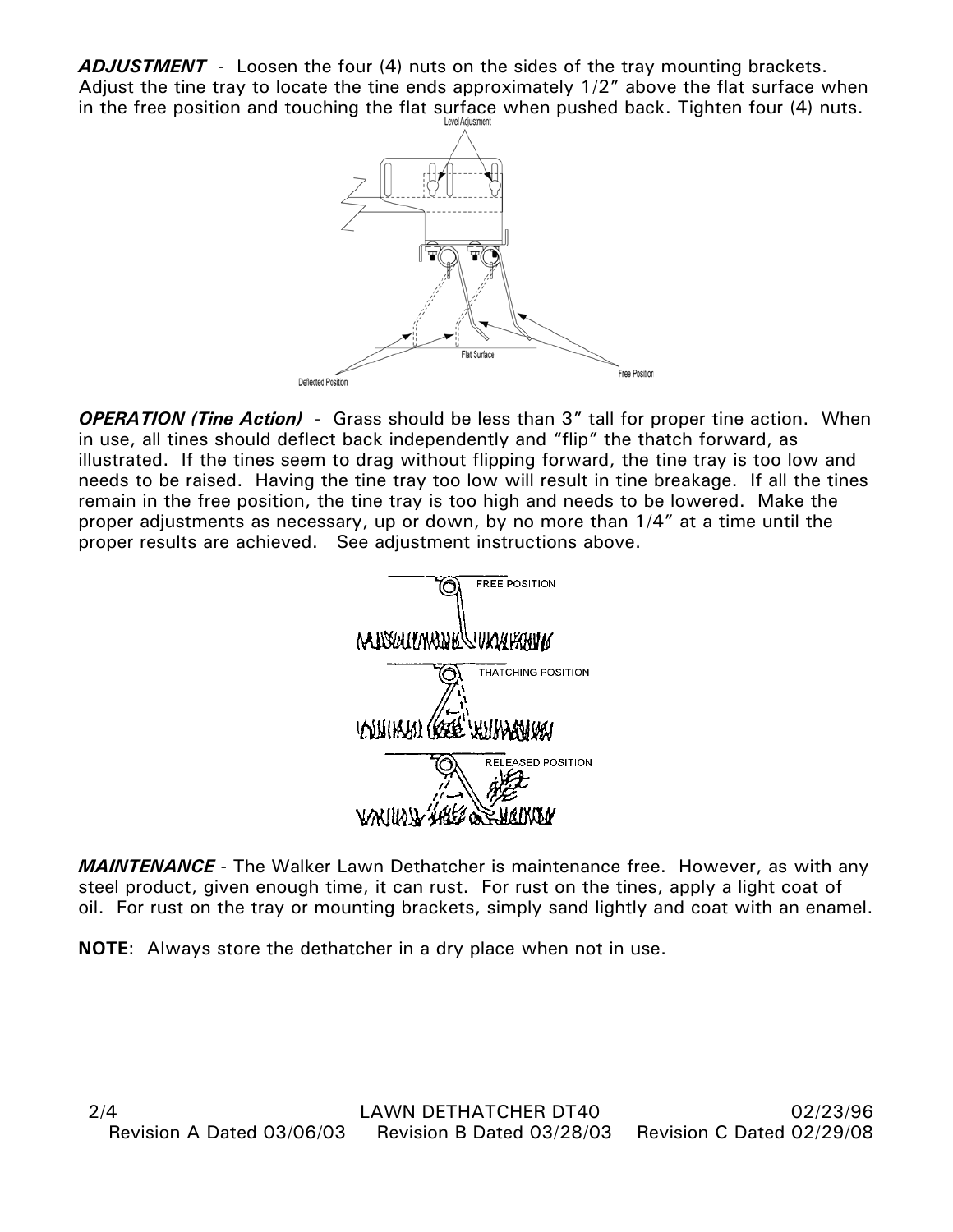***ADJUSTMENT*** - Loosen the four (4) nuts on the sides of the tray mounting brackets. Adjust the tine tray to locate the tine ends approximately 1/2" above the flat surface when in the free position and touching the flat surface when pushed back. Tighten four (4) nuts.

***OPERATION (Tine Action)*** - Grass should be less than 3" tall for proper tine action. When in use, all tines should deflect back independently and "flip" the thatch forward, as illustrated. If the tines seem to drag without flipping forward, the tine tray is too low and needs to be raised. Having the tine tray too low will result in tine breakage. If all the tines remain in the free position, the tine tray is too high and needs to be lowered. Make the proper adjustments as necessary, up or down, by no more than 1/4" at a time until the proper results are achieved. See adjustment instructions above.

***MAINTENANCE*** - The Walker Lawn Dethatcher is maintenance free. However, as with any steel product, given enough time, it can rust. For rust on the tines, apply a light coat of oil. For rust on the tray or mounting brackets, simply sand lightly and coat with an enamel.

**NOTE**: Always store the dethatcher in a dry place when not in use.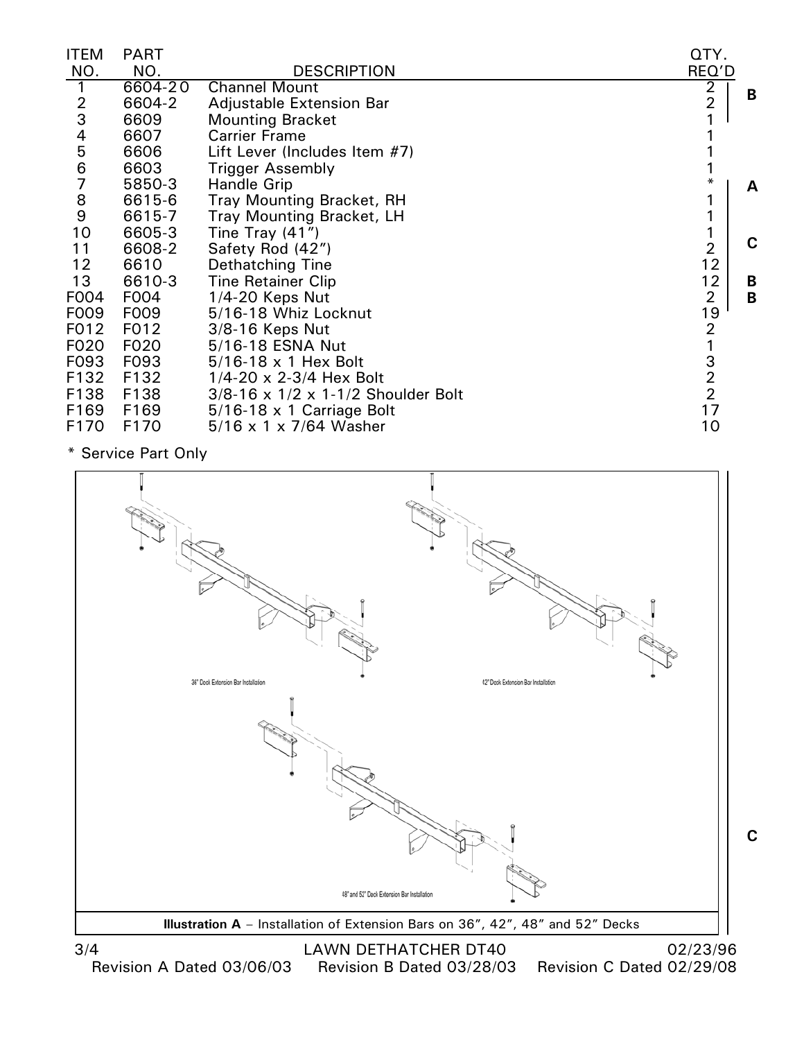| ITEM NO. | PART NO. | DESCRIPTION | QTY. REQ'D | |
|---|---|---|---|---|
| 1 | 6604-20 | Channel Mount | 2 | B |
| 2 | 6604-2 | Adjustable Extension Bar | 2 | |
| 3 | 6609 | Mounting Bracket | 1 | |
| 4 | 6607 | Carrier Frame | 1 | |
| 5 | 6606 | Lift Lever (Includes Item #7) | 1 | |
| 6 | 6603 | Trigger Assembly | 1 | |
| 7 | 5850-3 | Handle Grip | * | A |
| 8 | 6615-6 | Tray Mounting Bracket, RH | 1 | |
| 9 | 6615-7 | Tray Mounting Bracket, LH | 1 | |
| 10 | 6605-3 | Tine Tray (41") | 1 | C |
| 11 | 6608-2 | Safety Rod (42") | 2 | |
| 12 | 6610 | Dethatching Tine | 12 | |
| 13 | 6610-3 | Tine Retainer Clip | 12 | B |
| F004 | F004 | 1/4-20 Keps Nut | 2 | B |
| F009 | F009 | 5/16-18 Whiz Locknut | 19 | |
| F012 | F012 | 3/8-16 Keps Nut | 2 | |
| F020 | F020 | 5/16-18 ESNA Nut | 1 | |
| F093 | F093 | 5/16-18 x 1 Hex Bolt | 3 | |
| F132 | F132 | 1/4-20 x 2-3/4 Hex Bolt | 2 | |
| F138 | F138 | 3/8-16 x 1/2 x 1-1/2 Shoulder Bolt | 2 | |
| F169 | F169 | 5/16-18 x 1 Carriage Bolt | 17 | |
| F170 | F170 | 5/16 x 1 x 7/64 Washer | 10 | |

* Service Part Only

36" Deck Extension Bar Installation

42" Deck Extension Bar Installation

48" and 52" Deck Extension Bar Installation

**Illustration A** – Installation of Extension Bars on 36", 42", 48" and 52" Decks

C

LAWN DETHATCHER DT40 02/23/96
Revision A Dated 03/06/03 Revision B Dated 03/28/03 Revision C Dated 02/29/08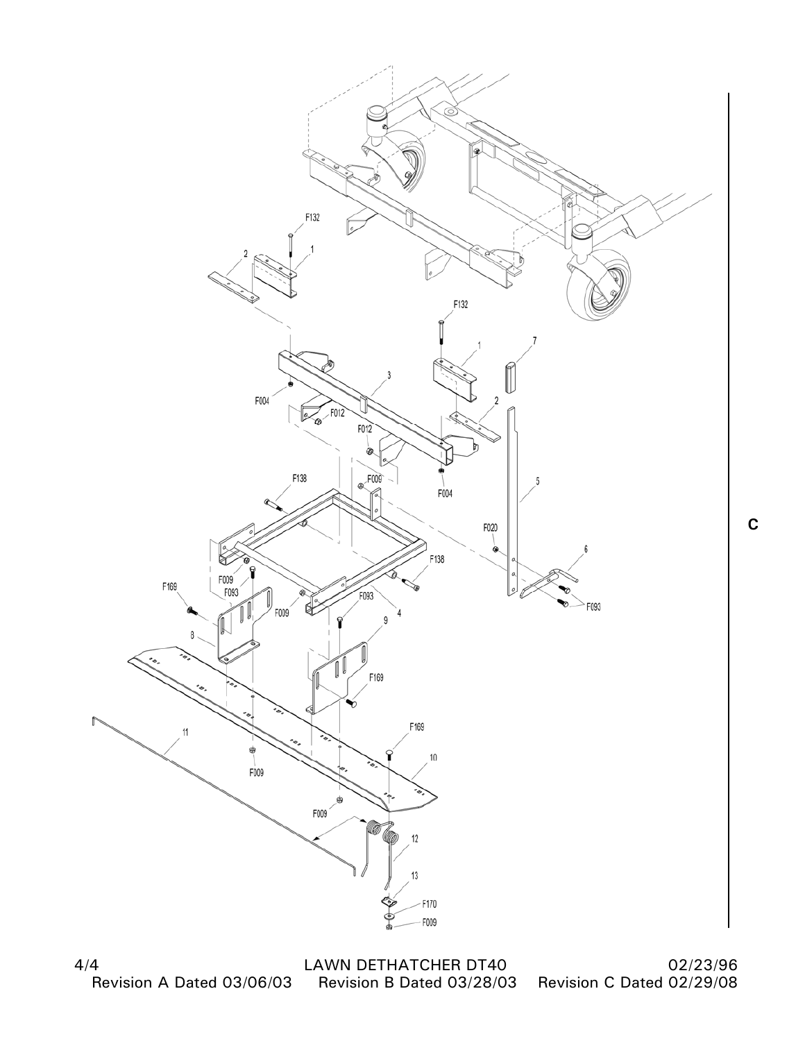F132
1
2
F132
1
7
3
2
F004
F012
F012
F004
F138
F009
5
F020
6
F138
F009
F093
F169
F093
F009
4
F093
F093
8
9
F169
11
F169
10
F009
F009
12
13
F170
F009

C